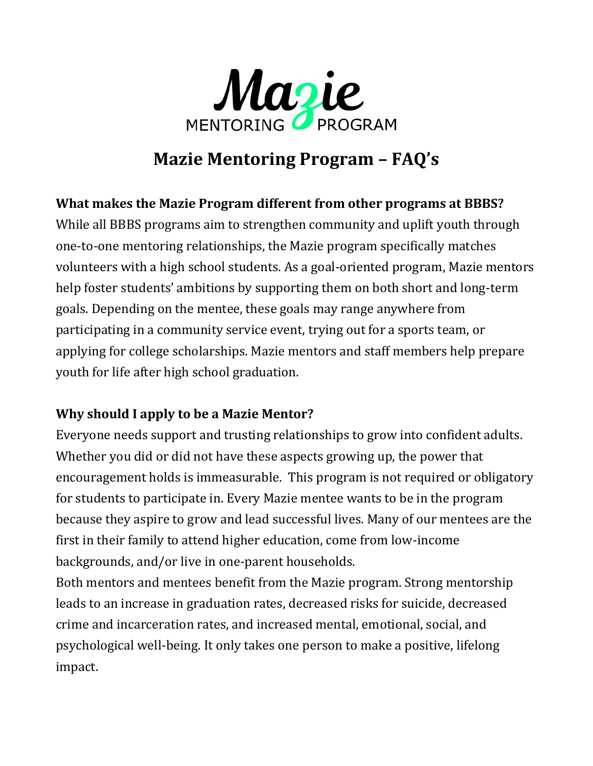Mazie

MENTORING PROGRAM

# Mazie Mentoring Program – FAQ's

**What makes the Mazie Program different from other programs at BBBS?**

While all BBBS programs aim to strengthen community and uplift youth through one-to-one mentoring relationships, the Mazie program specifically matches volunteers with a high school students. As a goal-oriented program, Mazie mentors help foster students' ambitions by supporting them on both short and long-term goals. Depending on the mentee, these goals may range anywhere from participating in a community service event, trying out for a sports team, or applying for college scholarships. Mazie mentors and staff members help prepare youth for life after high school graduation.

**Why should I apply to be a Mazie Mentor?**

Everyone needs support and trusting relationships to grow into confident adults. Whether you did or did not have these aspects growing up, the power that encouragement holds is immeasurable. This program is not required or obligatory for students to participate in. Every Mazie mentee wants to be in the program because they aspire to grow and lead successful lives. Many of our mentees are the first in their family to attend higher education, come from low-income backgrounds, and/or live in one-parent households.

Both mentors and mentees benefit from the Mazie program. Strong mentorship leads to an increase in graduation rates, decreased risks for suicide, decreased crime and incarceration rates, and increased mental, emotional, social, and psychological well-being. It only takes one person to make a positive, lifelong impact.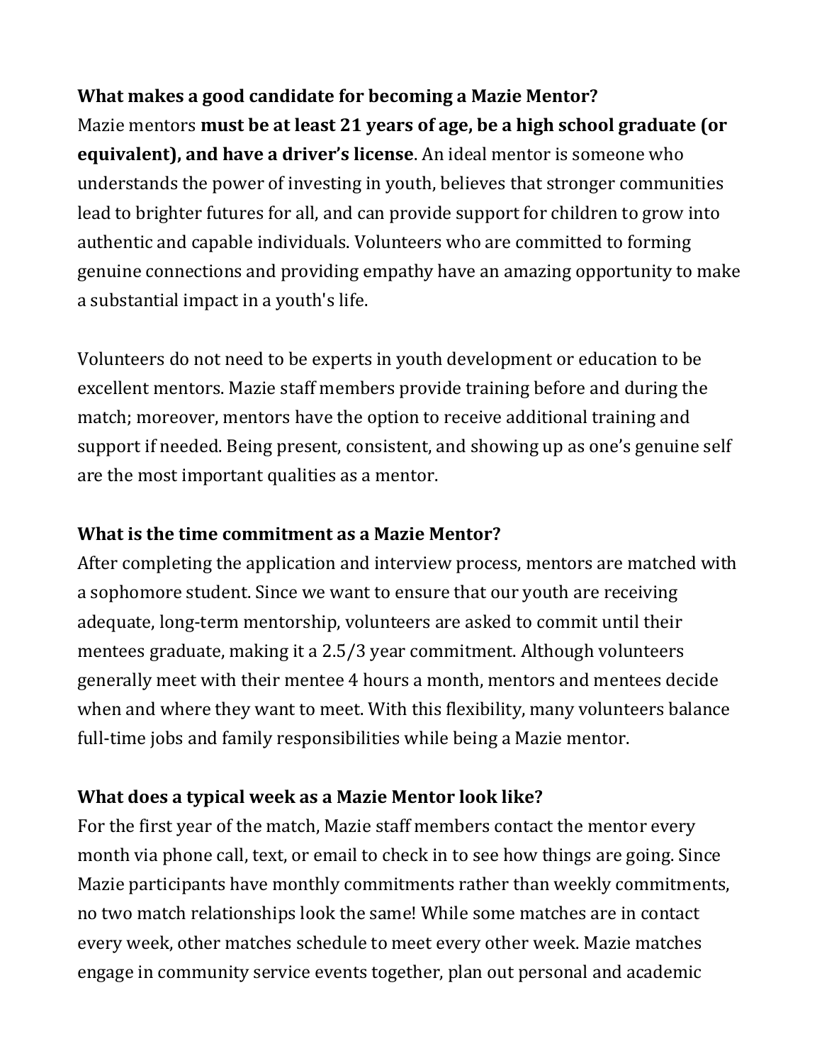**What makes a good candidate for becoming a Mazie Mentor?**

Mazie mentors **must be at least 21 years of age, be a high school graduate (or equivalent), and have a driver's license**. An ideal mentor is someone who understands the power of investing in youth, believes that stronger communities lead to brighter futures for all, and can provide support for children to grow into authentic and capable individuals. Volunteers who are committed to forming genuine connections and providing empathy have an amazing opportunity to make a substantial impact in a youth's life.

Volunteers do not need to be experts in youth development or education to be excellent mentors. Mazie staff members provide training before and during the match; moreover, mentors have the option to receive additional training and support if needed. Being present, consistent, and showing up as one's genuine self are the most important qualities as a mentor.

**What is the time commitment as a Mazie Mentor?**

After completing the application and interview process, mentors are matched with a sophomore student. Since we want to ensure that our youth are receiving adequate, long-term mentorship, volunteers are asked to commit until their mentees graduate, making it a 2.5/3 year commitment. Although volunteers generally meet with their mentee 4 hours a month, mentors and mentees decide when and where they want to meet. With this flexibility, many volunteers balance full-time jobs and family responsibilities while being a Mazie mentor.

**What does a typical week as a Mazie Mentor look like?**

For the first year of the match, Mazie staff members contact the mentor every month via phone call, text, or email to check in to see how things are going. Since Mazie participants have monthly commitments rather than weekly commitments, no two match relationships look the same! While some matches are in contact every week, other matches schedule to meet every other week. Mazie matches engage in community service events together, plan out personal and academic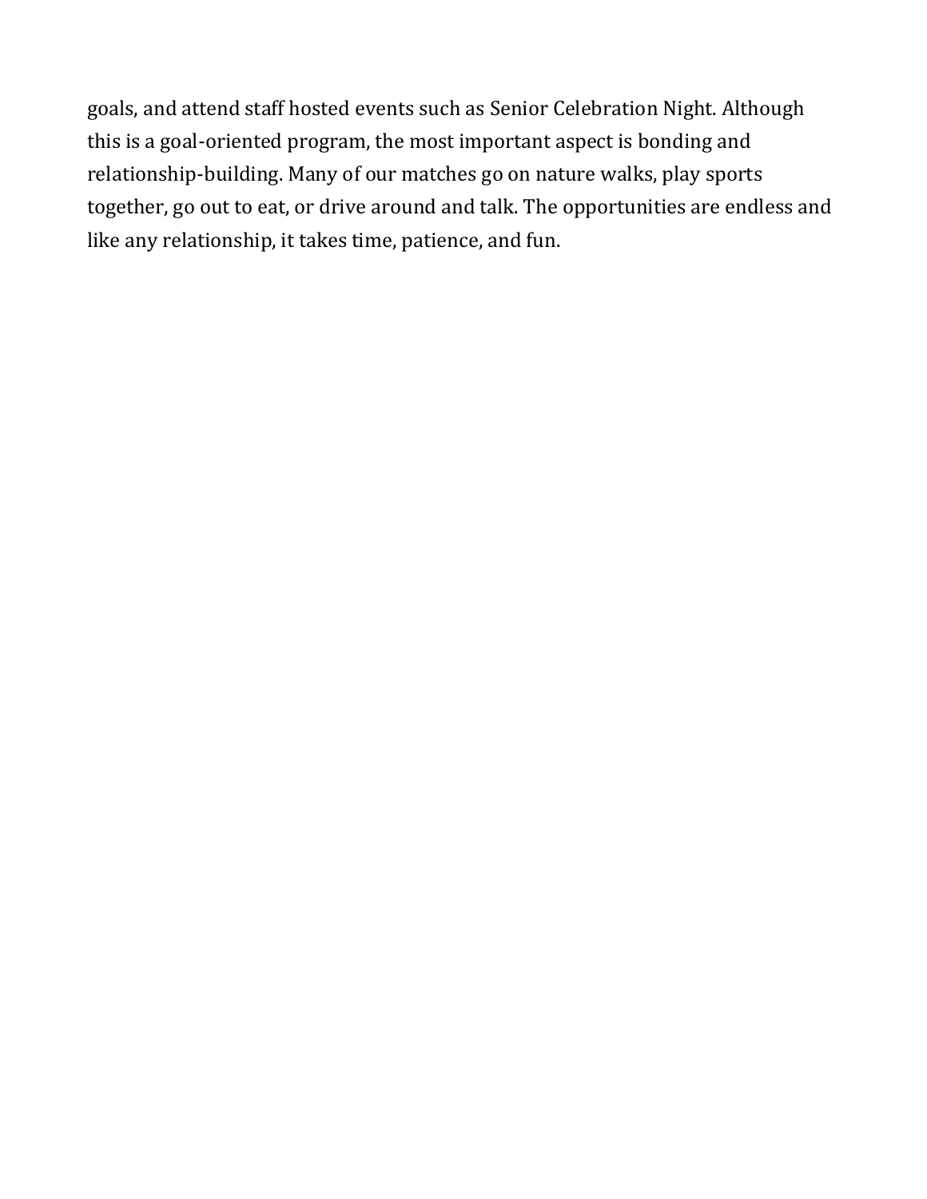goals, and attend staff hosted events such as Senior Celebration Night. Although this is a goal-oriented program, the most important aspect is bonding and relationship-building. Many of our matches go on nature walks, play sports together, go out to eat, or drive around and talk. The opportunities are endless and like any relationship, it takes time, patience, and fun.